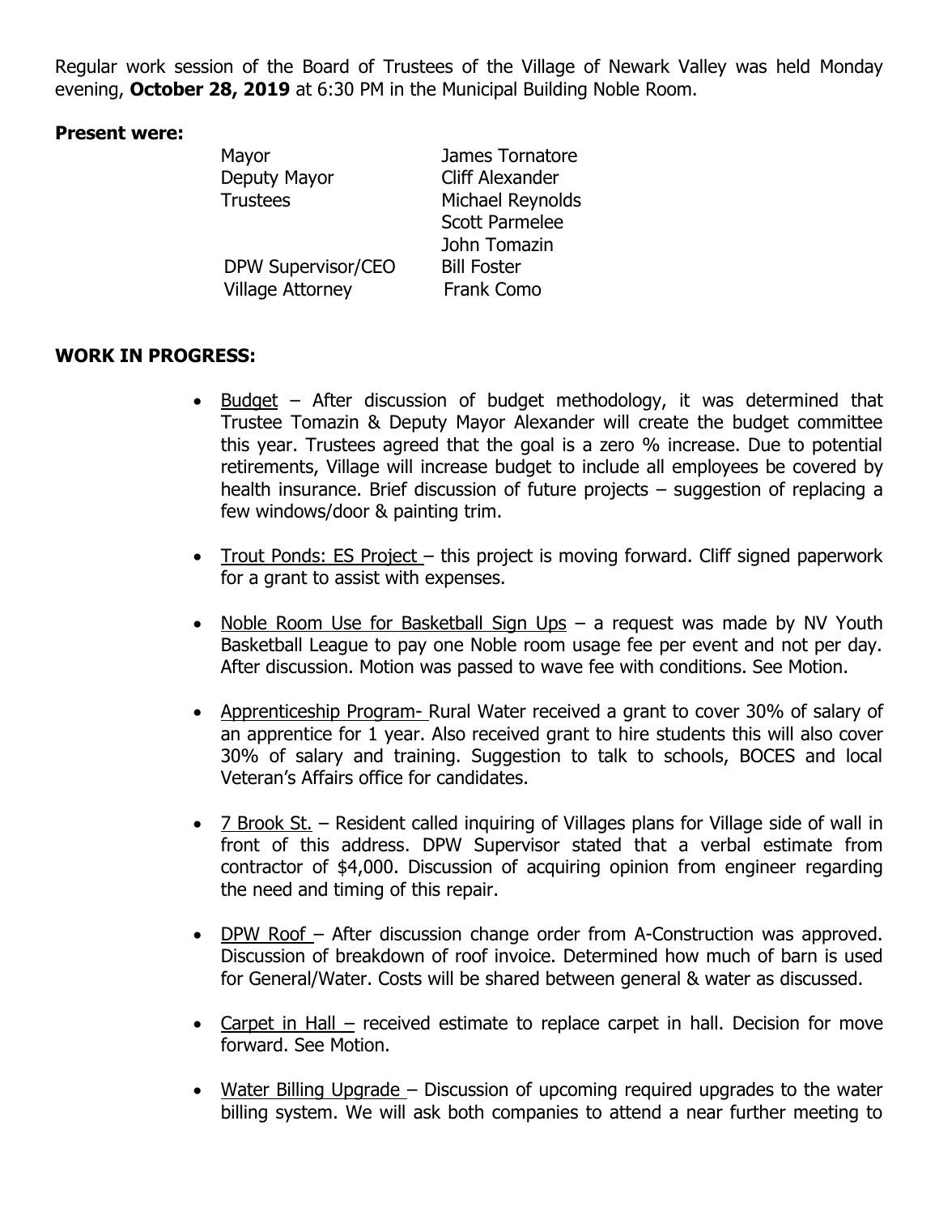Regular work session of the Board of Trustees of the Village of Newark Valley was held Monday evening, **October 28, 2019** at 6:30 PM in the Municipal Building Noble Room.

**Present were:**

| | |
|---|---|
| Mayor | James Tornatore |
| Deputy Mayor | Cliff Alexander |
| Trustees | Michael Reynolds |
| | Scott Parmelee |
| | John Tomazin |
| DPW Supervisor/CEO | Bill Foster |
| Village Attorney | Frank Como |

**WORK IN PROGRESS:**

- Budget – After discussion of budget methodology, it was determined that Trustee Tomazin & Deputy Mayor Alexander will create the budget committee this year. Trustees agreed that the goal is a zero % increase. Due to potential retirements, Village will increase budget to include all employees be covered by health insurance. Brief discussion of future projects – suggestion of replacing a few windows/door & painting trim.

- Trout Ponds: ES Project – this project is moving forward. Cliff signed paperwork for a grant to assist with expenses.

- Noble Room Use for Basketball Sign Ups – a request was made by NV Youth Basketball League to pay one Noble room usage fee per event and not per day. After discussion. Motion was passed to wave fee with conditions. See Motion.

- Apprenticeship Program- Rural Water received a grant to cover 30% of salary of an apprentice for 1 year. Also received grant to hire students this will also cover 30% of salary and training. Suggestion to talk to schools, BOCES and local Veteran's Affairs office for candidates.

- 7 Brook St. – Resident called inquiring of Villages plans for Village side of wall in front of this address. DPW Supervisor stated that a verbal estimate from contractor of $4,000. Discussion of acquiring opinion from engineer regarding the need and timing of this repair.

- DPW Roof – After discussion change order from A-Construction was approved. Discussion of breakdown of roof invoice. Determined how much of barn is used for General/Water. Costs will be shared between general & water as discussed.

- Carpet in Hall – received estimate to replace carpet in hall. Decision for move forward. See Motion.

- Water Billing Upgrade – Discussion of upcoming required upgrades to the water billing system. We will ask both companies to attend a near further meeting to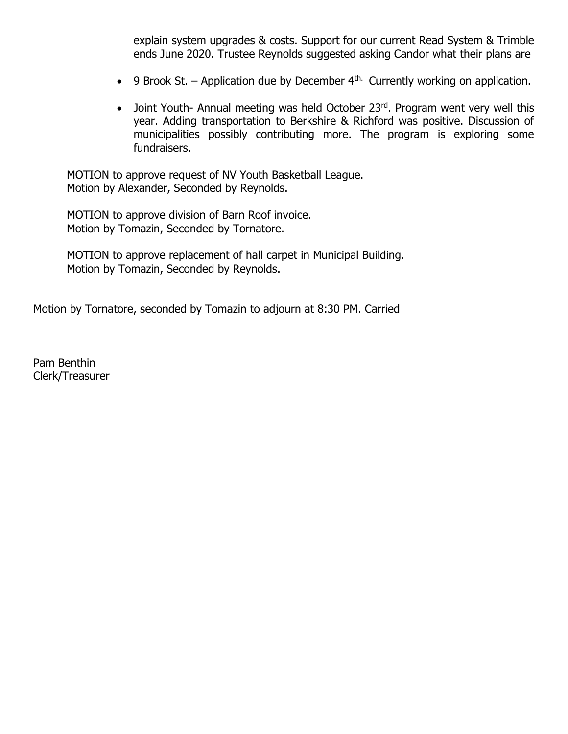explain system upgrades & costs. Support for our current Read System & Trimble ends June 2020. Trustee Reynolds suggested asking Candor what their plans are

- 9 Brook St. – Application due by December 4th. Currently working on application.
- Joint Youth- Annual meeting was held October 23rd. Program went very well this year. Adding transportation to Berkshire & Richford was positive. Discussion of municipalities possibly contributing more. The program is exploring some fundraisers.

MOTION to approve request of NV Youth Basketball League.
Motion by Alexander, Seconded by Reynolds.

MOTION to approve division of Barn Roof invoice.
Motion by Tomazin, Seconded by Tornatore.

MOTION to approve replacement of hall carpet in Municipal Building.
Motion by Tomazin, Seconded by Reynolds.

Motion by Tornatore, seconded by Tomazin to adjourn at 8:30 PM. Carried

Pam Benthin
Clerk/Treasurer